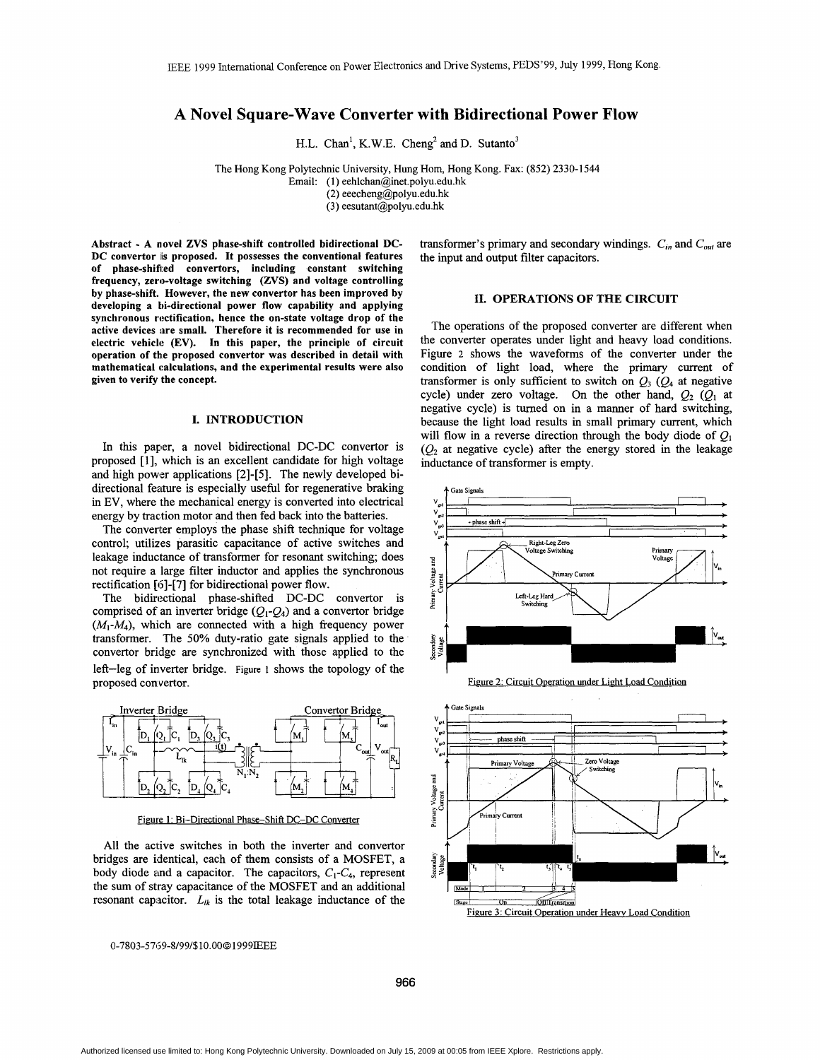# A Novel Square-Wave Converter with Bidirectional Power Flow

H.L. Chan[1], K.W.E. Cheng[2] and D. Sutanto[3]

The Hong Kong Polytechnic University, Hung Hom, Hong Kong. Fax: (852) 2330-1544
Email: (1) eehlchan@inet.polyu.edu.hk
(2) eeecheng@polyu.edu.hk
(3) eesutant@polyu.edu.hk

**Abstract - A novel ZVS phase-shift controlled bidirectional DC-DC convertor is proposed. It possesses the conventional features of phase-shifted convertors, including constant switching frequency, zero-voltage switching (ZVS) and voltage controlling by phase-shift. However, the new convertor has been improved by developing a bi-directional power flow capability and applying synchronous rectification, hence the on-state voltage drop of the active devices are small. Therefore it is recommended for use in electric vehicle (EV). In this paper, the principle of circuit operation of the proposed convertor was described in detail with mathematical calculations, and the experimental results were also given to verify the concept.**

## I. INTRODUCTION

In this paper, a novel bidirectional DC-DC convertor is proposed [1], which is an excellent candidate for high voltage and high power applications [2]-[5]. The newly developed bi-directional feature is especially useful for regenerative braking in EV, where the mechanical energy is converted into electrical energy by traction motor and then fed back into the batteries.

The converter employs the phase shift technique for voltage control; utilizes parasitic capacitance of active switches and leakage inductance of transformer for resonant switching; does not require a large filter inductor and applies the synchronous rectification [6]-[7] for bidirectional power flow.

The bidirectional phase-shifted DC-DC convertor is comprised of an inverter bridge ($Q_1$-$Q_4$) and a convertor bridge ($M_1$-$M_4$), which are connected with a high frequency power transformer. The 50% duty-ratio gate signals applied to the convertor bridge are synchronized with those applied to the left-leg of inverter bridge. Figure 1 shows the topology of the proposed convertor.

Figure 1: Bi-Directional Phase-Shift DC-DC Converter

All the active switches in both the inverter and convertor bridges are identical, each of them consists of a MOSFET, a body diode and a capacitor. The capacitors, $C_1$-$C_4$, represent the sum of stray capacitance of the MOSFET and an additional resonant capacitor. $L_{lk}$ is the total leakage inductance of the transformer's primary and secondary windings. $C_{in}$ and $C_{out}$ are the input and output filter capacitors.

## II. OPERATIONS OF THE CIRCUIT

The operations of the proposed converter are different when the converter operates under light and heavy load conditions. Figure 2 shows the waveforms of the converter under the condition of light load, where the primary current of transformer is only sufficient to switch on $Q_3$ ($Q_4$ at negative cycle) under zero voltage. On the other hand, $Q_2$ ($Q_1$ at negative cycle) is turned on in a manner of hard switching, because the light load results in small primary current, which will flow in a reverse direction through the body diode of $Q_1$ ($Q_2$ at negative cycle) after the energy stored in the leakage inductance of transformer is empty.

Figure 2: Circuit Operation under Light Load Condition

Figure 3: Circuit Operation under Heavy Load Condition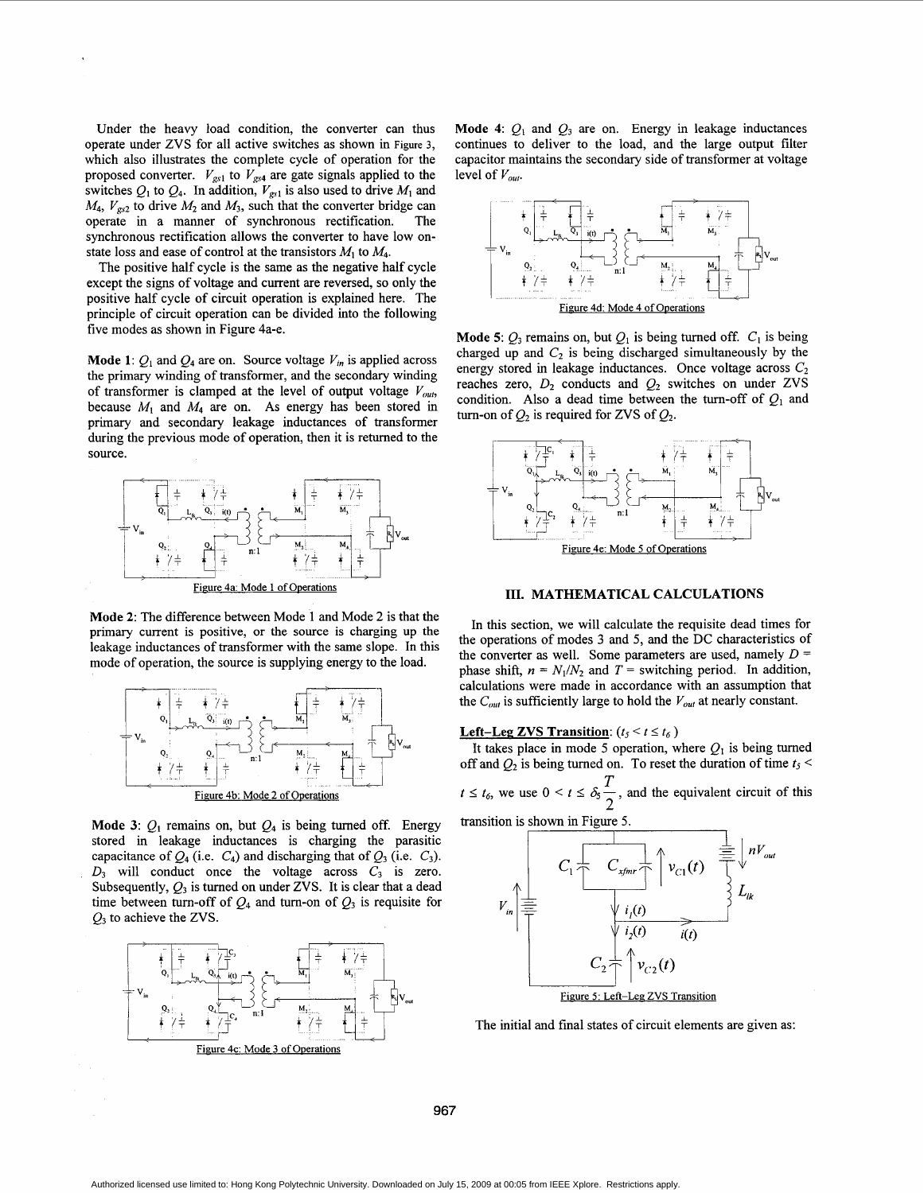Under the heavy load condition, the converter can thus operate under ZVS for all active switches as shown in Figure 3, which also illustrates the complete cycle of operation for the proposed converter. $V_{gs1}$ to $V_{gs4}$ are gate signals applied to the switches $Q_1$ to $Q_4$. In addition, $V_{gs1}$ is also used to drive $M_1$ and $M_4$, $V_{gs2}$ to drive $M_2$ and $M_3$, such that the converter bridge can operate in a manner of synchronous rectification. The synchronous rectification allows the converter to have low on-state loss and ease of control at the transistors $M_1$ to $M_4$.

The positive half cycle is the same as the negative half cycle except the signs of voltage and current are reversed, so only the positive half cycle of circuit operation is explained here. The principle of circuit operation can be divided into the following five modes as shown in Figure 4a-e.

**Mode 1**: $Q_1$ and $Q_4$ are on. Source voltage $V_{in}$ is applied across the primary winding of transformer, and the secondary winding of transformer is clamped at the level of output voltage $V_{out}$, because $M_1$ and $M_4$ are on. As energy has been stored in primary and secondary leakage inductances of transformer during the previous mode of operation, then it is returned to the source.

Figure 4a: Mode 1 of Operations

**Mode 2**: The difference between Mode 1 and Mode 2 is that the primary current is positive, or the source is charging up the leakage inductances of transformer with the same slope. In this mode of operation, the source is supplying energy to the load.

Figure 4b: Mode 2 of Operations

**Mode 3**: $Q_1$ remains on, but $Q_4$ is being turned off. Energy stored in leakage inductances is charging the parasitic capacitance of $Q_4$ (i.e. $C_4$) and discharging that of $Q_3$ (i.e. $C_3$). $D_3$ will conduct once the voltage across $C_3$ is zero. Subsequently, $Q_3$ is turned on under ZVS. It is clear that a dead time between turn-off of $Q_4$ and turn-on of $Q_3$ is requisite for $Q_3$ to achieve the ZVS.

Figure 4c: Mode 3 of Operations

**Mode 4**: $Q_1$ and $Q_3$ are on. Energy in leakage inductances continues to deliver to the load, and the large output filter capacitor maintains the secondary side of transformer at voltage level of $V_{out}$.

Figure 4d: Mode 4 of Operations

**Mode 5**: $Q_3$ remains on, but $Q_1$ is being turned off. $C_1$ is being charged up and $C_2$ is being discharged simultaneously by the energy stored in leakage inductances. Once voltage across $C_2$ reaches zero, $D_2$ conducts and $Q_2$ switches on under ZVS condition. Also a dead time between the turn-off of $Q_1$ and turn-on of $Q_2$ is required for ZVS of $Q_2$.

Figure 4e: Mode 5 of Operations

## III. MATHEMATICAL CALCULATIONS

In this section, we will calculate the requisite dead times for the operations of modes 3 and 5, and the DC characteristics of the converter as well. Some parameters are used, namely $D$ = phase shift, $n = N_1/N_2$ and $T$ = switching period. In addition, calculations were made in accordance with an assumption that the $C_{out}$ is sufficiently large to hold the $V_{out}$ at nearly constant.

**Left-Leg ZVS Transition**: ($t_5 < t \leq t_6$)

It takes place in mode 5 operation, where $Q_1$ is being turned off and $Q_2$ is being turned on. To reset the duration of time $t_5 < t \leq t_6$, we use $0 < t \leq \delta_5 \frac{T}{2}$, and the equivalent circuit of this transition is shown in Figure 5.

Figure 5: Left-Leg ZVS Transition

The initial and final states of circuit elements are given as: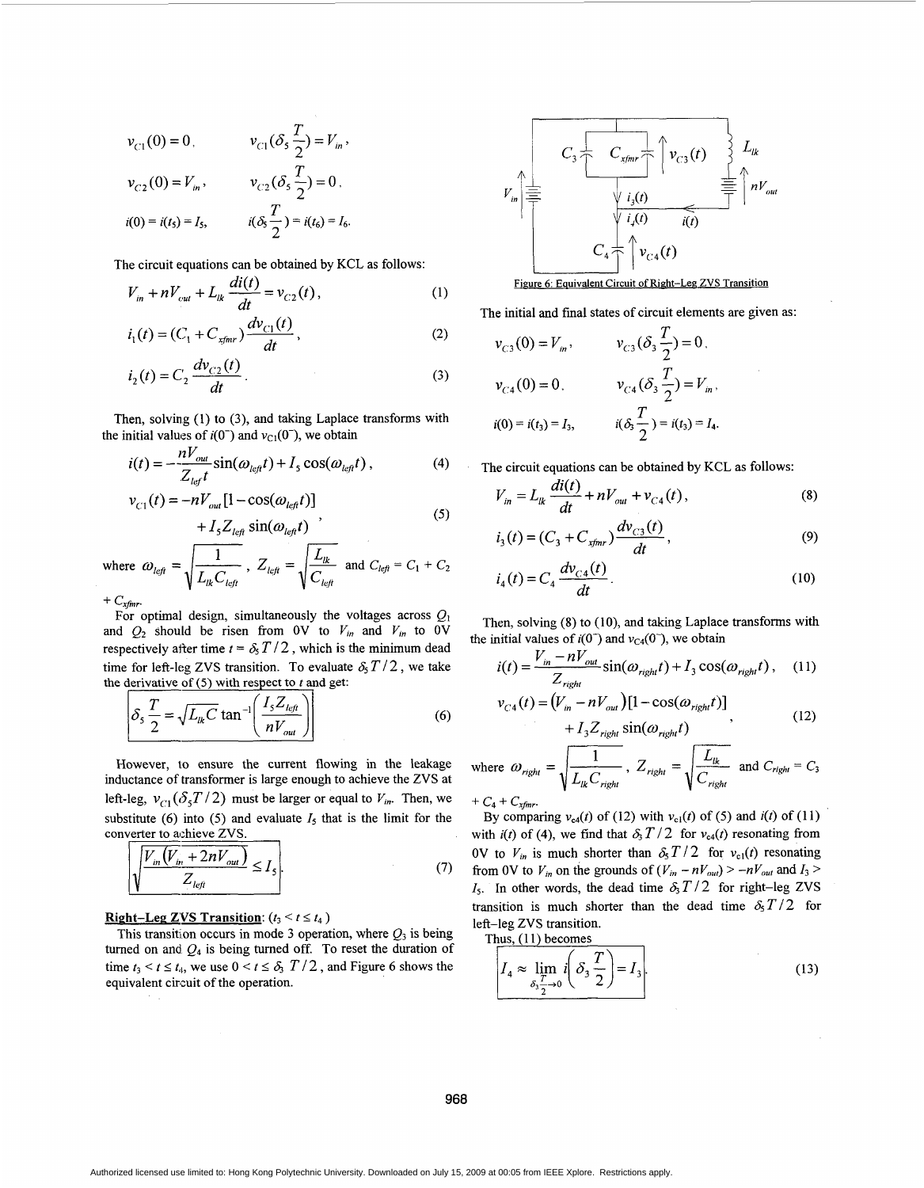$v_{C1}(0) = 0$, $\quad v_{C1}(\delta_5 \frac{T}{2}) = V_{in}$,

$v_{C2}(0) = V_{in}$, $\quad v_{C2}(\delta_5 \frac{T}{2}) = 0$,

$i(0) = i(t_5) = I_5$, $\quad i(\delta_5 \frac{T}{2}) = i(t_6) = I_6$.

The circuit equations can be obtained by KCL as follows:

$$V_{in} + nV_{out} + L_{lk}\frac{di(t)}{dt} = v_{C2}(t), \tag{1}$$

$$i_1(t) = (C_1 + C_{xfmr})\frac{dv_{C1}(t)}{dt}, \tag{2}$$

$$i_2(t) = C_2\frac{dv_{C2}(t)}{dt}. \tag{3}$$

Then, solving (1) to (3), and taking Laplace transforms with the initial values of $i(0^-)$ and $v_{C1}(0^-)$, we obtain

$$i(t) = -\frac{nV_{out}}{Z_{left}}\sin(\omega_{left}t) + I_5\cos(\omega_{left}t), \tag{4}$$

$$v_{C1}(t) = -nV_{out}[1-\cos(\omega_{left}t)] + I_5 Z_{left}\sin(\omega_{left}t), \tag{5}$$

where $\omega_{left} = \sqrt{\frac{1}{L_{lk}C_{left}}}$, $Z_{left} = \sqrt{\frac{L_{lk}}{C_{left}}}$ and $C_{left} = C_1 + C_2 + C_{xfmr}$.

For optimal design, simultaneously the voltages across $Q_1$ and $Q_2$ should be risen from 0V to $V_{in}$ and $V_{in}$ to 0V respectively after time $t = \delta_5 T/2$, which is the minimum dead time for left-leg ZVS transition. To evaluate $\delta_5 T/2$, we take the derivative of (5) with respect to $t$ and get:

$$\delta_5\frac{T}{2} = \sqrt{L_{lk}C}\tan^{-1}\left(\frac{I_5 Z_{left}}{nV_{out}}\right) \tag{6}$$

However, to ensure the current flowing in the leakage inductance of transformer is large enough to achieve the ZVS at left-leg, $v_{C1}(\delta_5 T/2)$ must be larger or equal to $V_{in}$. Then, we substitute (6) into (5) and evaluate $I_5$ that is the limit for the converter to achieve ZVS.

$$\sqrt{\frac{V_{in}(V_{in} + 2nV_{out})}{Z_{left}}} \le I_5 \tag{7}$$

**Right-Leg ZVS Transition**: ($t_3 < t \le t_4$)

This transition occurs in mode 3 operation, where $Q_3$ is being turned on and $Q_4$ is being turned off. To reset the duration of time $t_3 < t \le t_4$, we use $0 < t \le \delta_3\ T/2$, and Figure 6 shows the equivalent circuit of the operation.

Figure 6: Equivalent Circuit of Right-Leg ZVS Transition

The initial and final states of circuit elements are given as:

$v_{C3}(0) = V_{in}$, $\quad v_{C3}(\delta_3 \frac{T}{2}) = 0$,

$v_{C4}(0) = 0$, $\quad v_{C4}(\delta_3 \frac{T}{2}) = V_{in}$,

$i(0) = i(t_3) = I_3$, $\quad i(\delta_3 \frac{T}{2}) = i(t_3) = I_4$.

The circuit equations can be obtained by KCL as follows:

$$V_{in} = L_{lk}\frac{di(t)}{dt} + nV_{out} + v_{C4}(t), \tag{8}$$

$$i_3(t) = (C_3 + C_{xfmr})\frac{dv_{C3}(t)}{dt}, \tag{9}$$

$$i_4(t) = C_4\frac{dv_{C4}(t)}{dt}. \tag{10}$$

Then, solving (8) to (10), and taking Laplace transforms with the initial values of $i(0^-)$ and $v_{C4}(0^-)$, we obtain

$$i(t) = \frac{V_{in} - nV_{out}}{Z_{right}}\sin(\omega_{right}t) + I_3\cos(\omega_{right}t), \tag{11}$$

$$v_{C4}(t) = (V_{in} - nV_{out})[1-\cos(\omega_{right}t)] + I_3 Z_{right}\sin(\omega_{right}t), \tag{12}$$

where $\omega_{right} = \sqrt{\frac{1}{L_{lk}C_{right}}}$, $Z_{right} = \sqrt{\frac{L_{lk}}{C_{right}}}$ and $C_{right} = C_3 + C_4 + C_{xfmr}$.

By comparing $v_{c4}(t)$ of (12) with $v_{c1}(t)$ of (5) and $i(t)$ of (11) with $i(t)$ of (4), we find that $\delta_3 T/2$ for $v_{c4}(t)$ resonating from 0V to $V_{in}$ is much shorter than $\delta_5 T/2$ for $v_{c1}(t)$ resonating from 0V to $V_{in}$ on the grounds of $(V_{in} - nV_{out}) > -nV_{out}$ and $I_3 > I_5$. In other words, the dead time $\delta_3 T/2$ for right-leg ZVS transition is much shorter than the dead time $\delta_5 T/2$ for left-leg ZVS transition.

Thus, (11) becomes

$$I_4 \approx \lim_{\delta_3 \frac{T}{2} \to 0} i\left(\delta_3\frac{T}{2}\right) = I_3 \tag{13}$$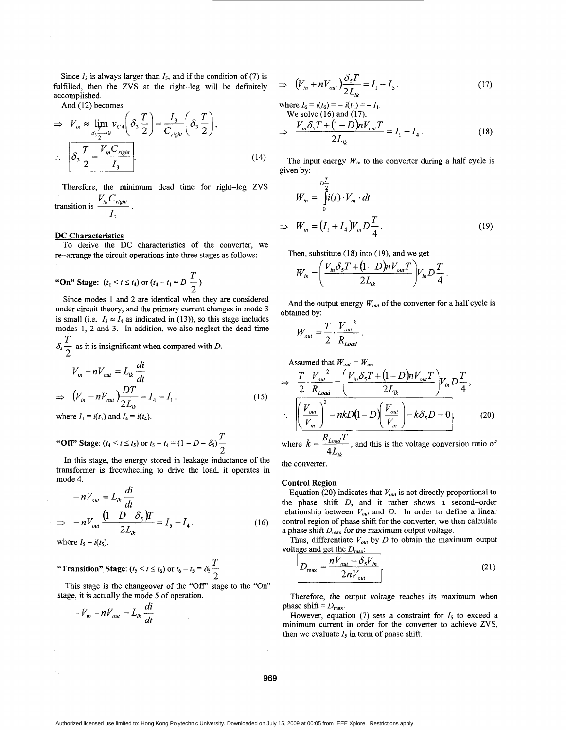Since $I_3$ is always larger than $I_5$, and if the condition of (7) is fulfilled, then the ZVS at the right-leg will be definitely accomplished.

And (12) becomes

$$\Rightarrow \; V_{in} \approx \lim_{\delta_3 \frac{T}{2} \to 0} v_{C4}\left(\delta_3 \frac{T}{2}\right) = \frac{I_3}{C_{right}}\left(\delta_3 \frac{T}{2}\right),$$

$$\therefore \; \boxed{\delta_3 \frac{T}{2} = \frac{V_{in} C_{right}}{I_3}}. \tag{14}$$

Therefore, the minimum dead time for right-leg ZVS transition is $\frac{V_{in} C_{right}}{I_3}$.

## DC Characteristics

To derive the DC characteristics of the converter, we re-arrange the circuit operations into three stages as follows:

**"On" Stage:** ($t_1 < t \le t_4$) or ($t_4 - t_1 = D\frac{T}{2}$)

Since modes 1 and 2 are identical when they are considered under circuit theory, and the primary current changes in mode 3 is small (i.e. $I_3 \approx I_4$ as indicated in (13)), so this stage includes modes 1, 2 and 3. In addition, we also neglect the dead time $\delta_3 \frac{T}{2}$ as it is insignificant when compared with $D$.

$$V_{in} - nV_{out} = L_{lk}\frac{di}{dt}$$

$$\Rightarrow \; \left(V_{in} - nV_{out}\right)\frac{DT}{2L_{lk}} = I_4 - I_1. \tag{15}$$

where $I_1 = i(t_1)$ and $I_4 = i(t_4)$.

**"Off" Stage:** ($t_4 < t \le t_5$) or $t_5 - t_4 = (1 - D - \delta_5)\frac{T}{2}$

In this stage, the energy stored in leakage inductance of the transformer is freewheeling to drive the load, it operates in mode 4.

$$-nV_{out} = L_{lk}\frac{di}{dt}$$

$$\Rightarrow \; -nV_{out}\frac{(1 - D - \delta_5)T}{2L_{lk}} = I_5 - I_4. \tag{16}$$

where $I_5 = i(t_5)$.

**"Transition" Stage:** ($t_5 < t \le t_6$) or $t_6 - t_5 = \delta_5 \frac{T}{2}$

This stage is the changeover of the "Off" stage to the "On" stage, it is actually the mode 5 of operation.

$$-V_{in} - nV_{out} = L_{lk}\frac{di}{dt}$$

$$\Rightarrow \; \left(V_{in} + nV_{out}\right)\frac{\delta_5 T}{2L_{lk}} = I_1 + I_5. \tag{17}$$

where $I_6 = i(t_6) = -i(t_1) = -I_1$.

We solve (16) and (17),

$$\Rightarrow \; \frac{V_{in}\delta_5 T + (1 - D)nV_{out}T}{2L_{lk}} = I_1 + I_4. \tag{18}$$

The input energy $W_{in}$ to the converter during a half cycle is given by:

$$W_{in} = \int_0^{D\frac{T}{2}} i(t) \cdot V_{in} \cdot dt$$

$$\Rightarrow \; W_{in} = (I_1 + I_4)V_{in}D\frac{T}{4}. \tag{19}$$

Then, substitute (18) into (19), and we get

$$W_{in} = \left(\frac{V_{in}\delta_5 T + (1 - D)nV_{out}T}{2L_{lk}}\right)V_{in}D\frac{T}{4}.$$

And the output energy $W_{out}$ of the converter for a half cycle is obtained by:

$$W_{out} = \frac{T}{2} \cdot \frac{V_{out}^2}{R_{Load}}.$$

Assumed that $W_{out} = W_{in}$,

$$\Rightarrow \; \frac{T}{2} \cdot \frac{V_{out}^2}{R_{Load}} = \left(\frac{V_{in}\delta_5 T + (1 - D)nV_{out}T}{2L_{lk}}\right)V_{in}D\frac{T}{4},$$

$$\therefore \; \boxed{\left(\frac{V_{out}}{V_{in}}\right)^2 - nkD(1 - D)\left(\frac{V_{out}}{V_{in}}\right) - k\delta_5 D = 0}, \tag{20}$$

where $k = \frac{R_{Load}T}{4L_{lk}}$, and this is the voltage conversion ratio of the converter.

### Control Region

Equation (20) indicates that $V_{out}$ is not directly proportional to the phase shift $D$, and it rather shows a second-order relationship between $V_{out}$ and $D$. In order to define a linear control region of phase shift for the converter, we then calculate a phase shift $D_{max}$ for the maximum output voltage.

Thus, differentiate $V_{out}$ by $D$ to obtain the maximum output voltage and get the $D_{max}$:

$$\boxed{D_{max} = \frac{nV_{out} + \delta_5 V_{in}}{2nV_{out}}}. \tag{21}$$

Therefore, the output voltage reaches its maximum when phase shift = $D_{max}$.

However, equation (7) sets a constraint for $I_5$ to exceed a minimum current in order for the converter to achieve ZVS, then we evaluate $I_5$ in term of phase shift.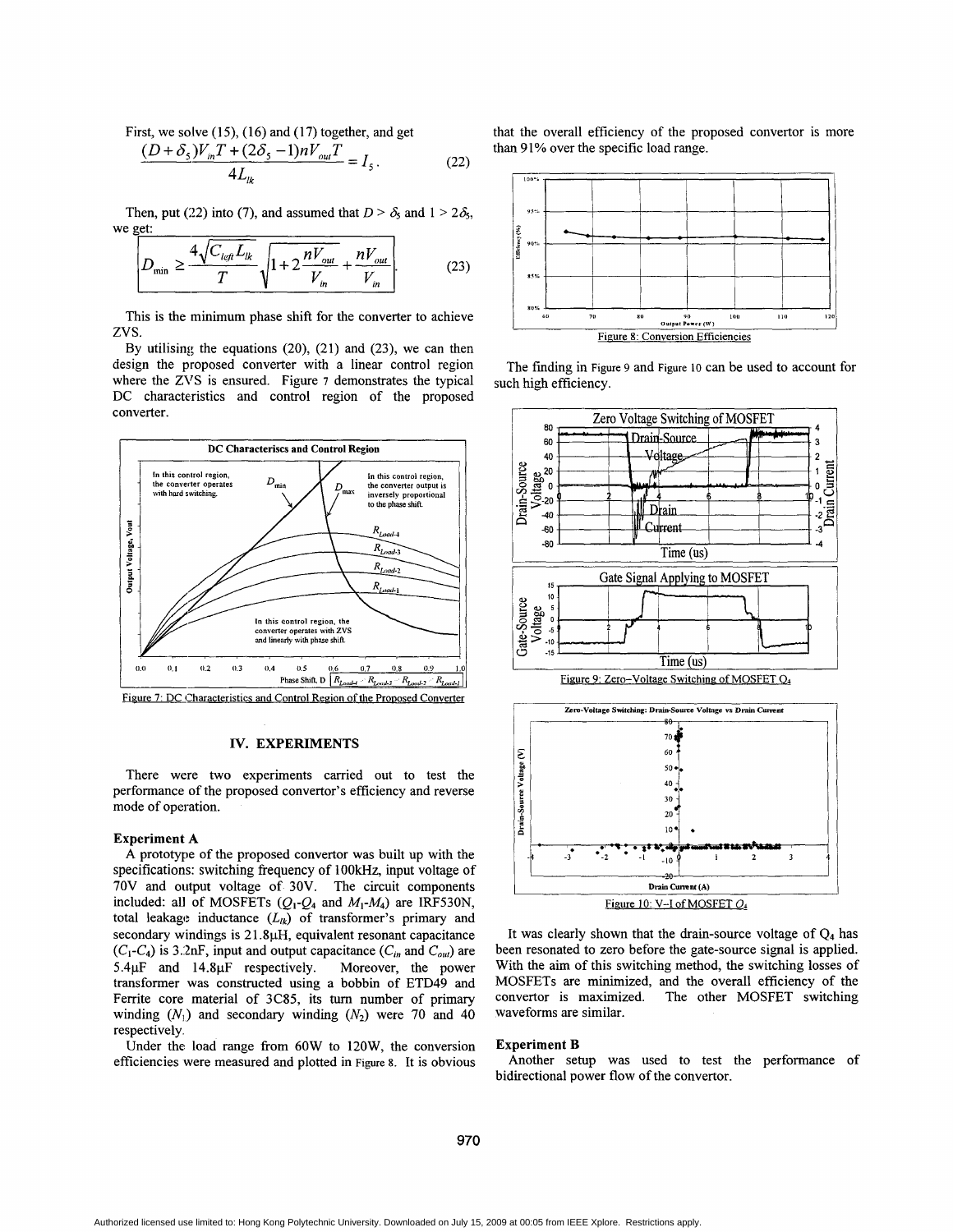First, we solve (15), (16) and (17) together, and get

$$\frac{(D+\delta_5)V_{in}T+(2\delta_5-1)nV_{out}T}{4L_{lk}}=I_5. \quad (22)$$

Then, put (22) into (7), and assumed that $D > \delta_5$ and $1 > 2\delta_5$, we get:

$$D_{\min} \geq \frac{4\sqrt{C_{left}L_{lk}}}{T}\sqrt{1+2\frac{nV_{out}}{V_{in}}}+\frac{nV_{out}}{V_{in}}. \quad (23)$$

This is the minimum phase shift for the converter to achieve ZVS.

By utilising the equations (20), (21) and (23), we can then design the proposed converter with a linear control region where the ZVS is ensured. Figure 7 demonstrates the typical DC characteristics and control region of the proposed converter.

Figure 7: DC Characteristics and Control Region of the Proposed Converter

## IV. EXPERIMENTS

There were two experiments carried out to test the performance of the proposed convertor's efficiency and reverse mode of operation.

**Experiment A**

A prototype of the proposed convertor was built up with the specifications: switching frequency of 100kHz, input voltage of 70V and output voltage of 30V. The circuit components included: all of MOSFETs ($Q_1$-$Q_4$ and $M_1$-$M_4$) are IRF530N, total leakage inductance ($L_{lk}$) of transformer's primary and secondary windings is 21.8µH, equivalent resonant capacitance ($C_1$-$C_4$) is 3.2nF, input and output capacitance ($C_{in}$ and $C_{out}$) are 5.4µF and 14.8µF respectively. Moreover, the power transformer was constructed using a bobbin of ETD49 and Ferrite core material of 3C85, its turn number of primary winding ($N_1$) and secondary winding ($N_2$) were 70 and 40 respectively.

Under the load range from 60W to 120W, the conversion efficiencies were measured and plotted in Figure 8. It is obvious that the overall efficiency of the proposed convertor is more than 91% over the specific load range.

Figure 8: Conversion Efficiencies

The finding in Figure 9 and Figure 10 can be used to account for such high efficiency.

Figure 9: Zero-Voltage Switching of MOSFET $Q_4$

Figure 10: V-I of MOSFET $Q_4$

It was clearly shown that the drain-source voltage of $Q_4$ has been resonated to zero before the gate-source signal is applied. With the aim of this switching method, the switching losses of MOSFETs are minimized, and the overall efficiency of the convertor is maximized. The other MOSFET switching waveforms are similar.

**Experiment B**

Another setup was used to test the performance of bidirectional power flow of the convertor.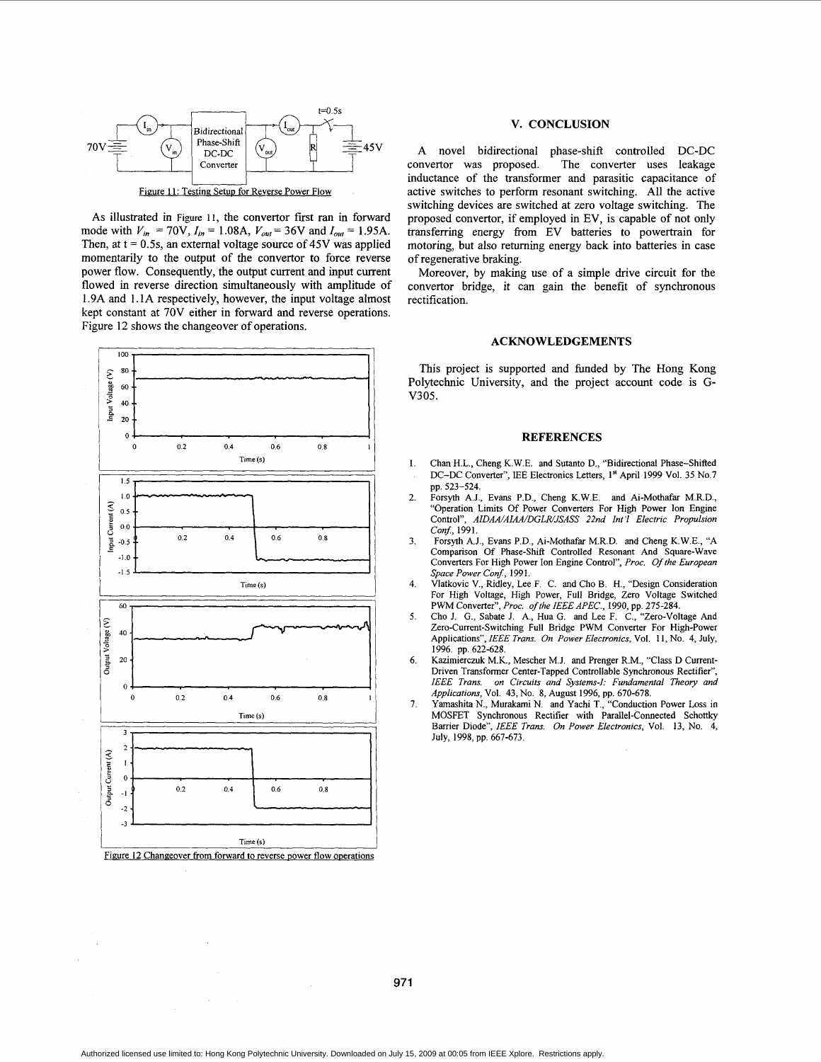t=0.5s

$I_{in}$

$V_{in}$

70V

Bidirectional Phase-Shift DC-DC Converter

$I_{out}$

$V_{out}$

R

45V

Figure 11: Testing Setup for Reverse Power Flow

As illustrated in Figure 11, the convertor first ran in forward mode with $V_{in}$ = 70V, $I_{in}$ = 1.08A, $V_{out}$ = 36V and $I_{out}$ = 1.95A. Then, at t = 0.5s, an external voltage source of 45V was applied momentarily to the output of the convertor to force reverse power flow. Consequently, the output current and input current flowed in reverse direction simultaneously with amplitude of 1.9A and 1.1A respectively, however, the input voltage almost kept constant at 70V either in forward and reverse operations. Figure 12 shows the changeover of operations.

Input Voltage (V)

100
80
60
40
20
0

0 0.2 0.4 0.6 0.8 1

Time (s)

Input Current (A)

1.5
1.0
0.5
0.0
-0.5
-1.0
-1.5

0.2 0.4 0.6 0.8

Time (s)

Output Voltage (V)

60
40
20
0

0 0.2 0.4 0.6 0.8 1

Time (s)

Output Current (A)

3
2
1
0
-1
-2
-3

0.2 0.4 0.6 0.8

Time (s)

Figure 12 Changeover from forward to reverse power flow operations

## V. CONCLUSION

A novel bidirectional phase-shift controlled DC-DC convertor was proposed. The converter uses leakage inductance of the transformer and parasitic capacitance of active switches to perform resonant switching. All the active switching devices are switched at zero voltage switching. The proposed convertor, if employed in EV, is capable of not only transferring energy from EV batteries to powertrain for motoring, but also returning energy back into batteries in case of regenerative braking.

Moreover, by making use of a simple drive circuit for the convertor bridge, it can gain the benefit of synchronous rectification.

## ACKNOWLEDGEMENTS

This project is supported and funded by The Hong Kong Polytechnic University, and the project account code is G-V305.

## REFERENCES

1. Chan H.L., Cheng K.W.E. and Sutanto D., "Bidirectional Phase-Shifted DC-DC Converter", IEE Electronics Letters, 1st April 1999 Vol. 35 No.7 pp. 523-524.
2. Forsyth A.J., Evans P.D., Cheng K.W.E. and Ai-Mothafar M.R.D., "Operation Limits Of Power Converters For High Power Ion Engine Control", *AIDAA/AIAA/DGLR/JSASS 22nd Int'l Electric Propulsion Conf.*, 1991.
3. Forsyth A.J., Evans P.D., Ai-Mothafar M.R.D. and Cheng K.W.E., "A Comparison Of Phase-Shift Controlled Resonant And Square-Wave Converters For High Power Ion Engine Control", *Proc. Of the European Space Power Conf.*, 1991.
4. Vlatkovic V., Ridley, Lee F. C. and Cho B. H., "Design Consideration For High Voltage, High Power, Full Bridge, Zero Voltage Switched PWM Converter", *Proc. of the IEEE APEC.*, 1990, pp. 275-284.
5. Cho J. G., Sabate J. A., Hua G. and Lee F. C., "Zero-Voltage And Zero-Current-Switching Full Bridge PWM Converter For High-Power Applications", *IEEE Trans. On Power Electronics*, Vol. 11, No. 4, July, 1996. pp. 622-628.
6. Kazimierczuk M.K., Mescher M.J. and Prenger R.M., "Class D Current-Driven Transformer Center-Tapped Controllable Synchronous Rectifier", *IEEE Trans. on Circuits and Systems-I: Fundamental Theory and Applications*, Vol. 43, No. 8, August 1996, pp. 670-678.
7. Yamashita N., Murakami N. and Yachi T., "Conduction Power Loss in MOSFET Synchronous Rectifier with Parallel-Connected Schottky Barrier Diode", *IEEE Trans. On Power Electronics*, Vol. 13, No. 4, July, 1998, pp. 667-673.